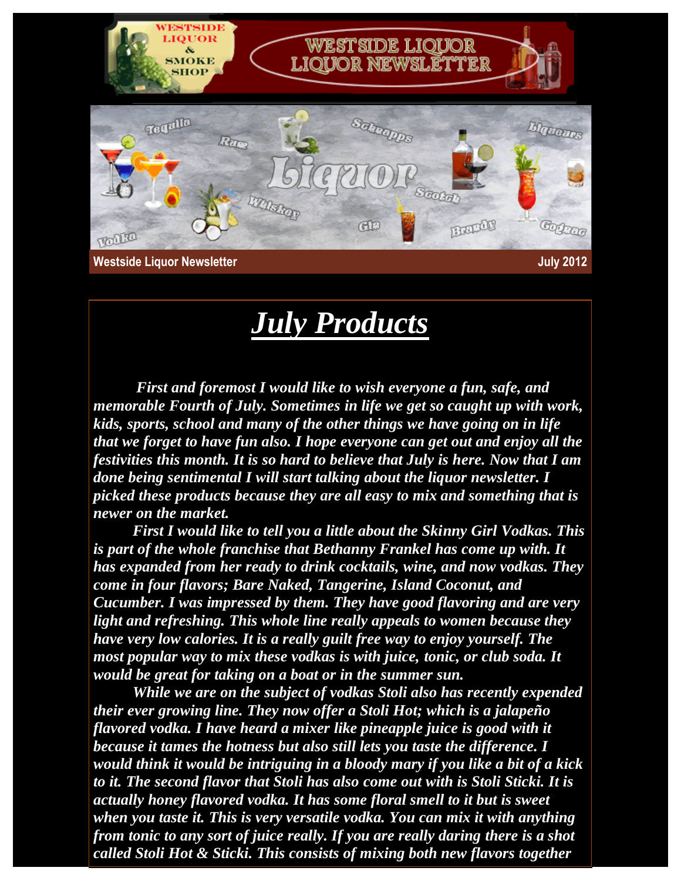Westside Liquor Newsletter July 2012

# *July Products*

***First and foremost I would like to wish everyone a fun, safe, and memorable Fourth of July. Sometimes in life we get so caught up with work, kids, sports, school and many of the other things we have going on in life that we forget to have fun also. I hope everyone can get out and enjoy all the festivities this month. It is so hard to believe that July is here. Now that I am done being sentimental I will start talking about the liquor newsletter. I picked these products because they are all easy to mix and something that is newer on the market.***

***First I would like to tell you a little about the Skinny Girl Vodkas. This is part of the whole franchise that Bethanny Frankel has come up with. It has expanded from her ready to drink cocktails, wine, and now vodkas. They come in four flavors; Bare Naked, Tangerine, Island Coconut, and Cucumber. I was impressed by them. They have good flavoring and are very light and refreshing. This whole line really appeals to women because they have very low calories. It is a really guilt free way to enjoy yourself. The most popular way to mix these vodkas is with juice, tonic, or club soda. It would be great for taking on a boat or in the summer sun.***

***While we are on the subject of vodkas Stoli also has recently expended their ever growing line. They now offer a Stoli Hot; which is a jalapeño flavored vodka. I have heard a mixer like pineapple juice is good with it because it tames the hotness but also still lets you taste the difference. I would think it would be intriguing in a bloody mary if you like a bit of a kick to it. The second flavor that Stoli has also come out with is Stoli Sticki. It is actually honey flavored vodka. It has some floral smell to it but is sweet when you taste it. This is very versatile vodka. You can mix it with anything from tonic to any sort of juice really. If you are really daring there is a shot called Stoli Hot & Sticki. This consists of mixing both new flavors together***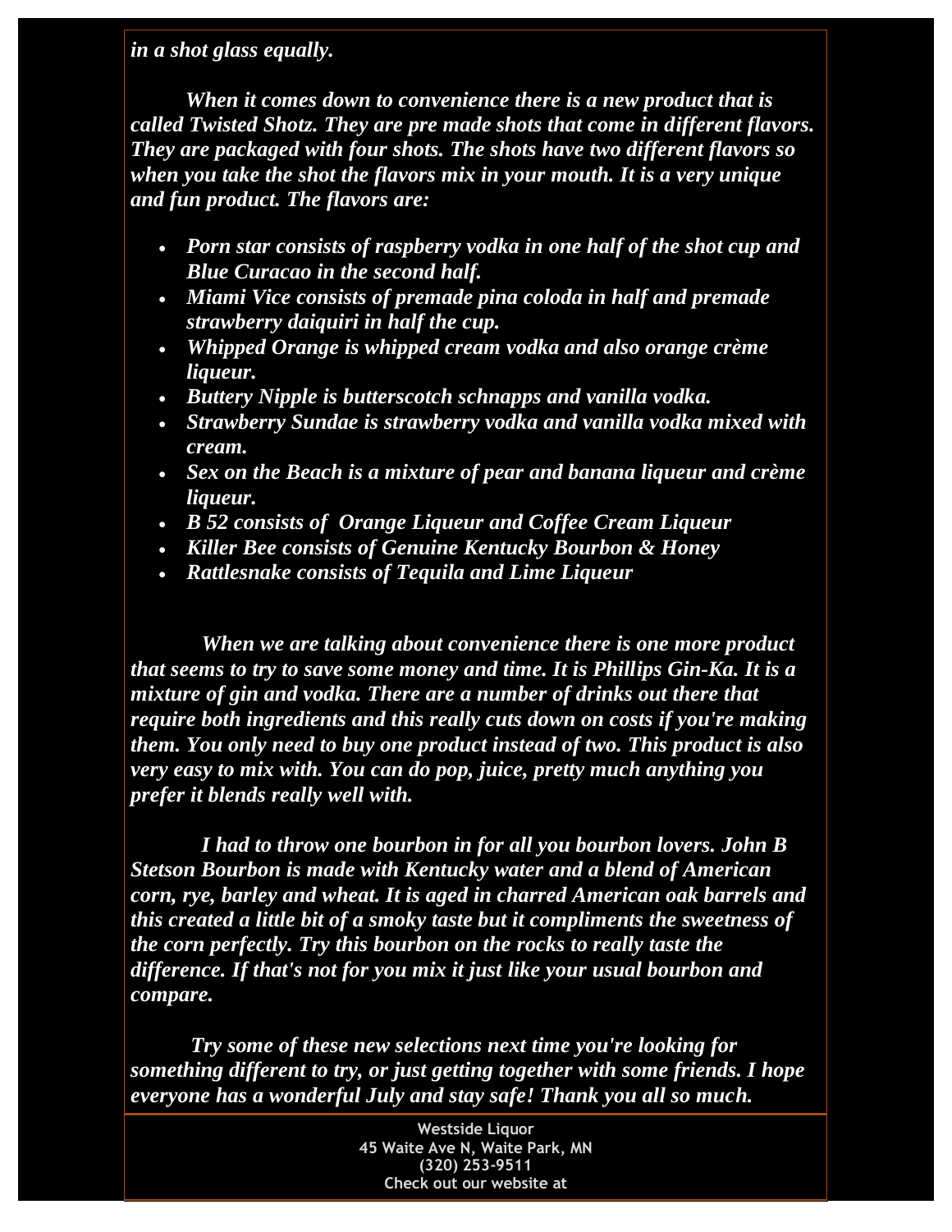*in a shot glass equally.*

*When it comes down to convenience there is a new product that is called Twisted Shotz. They are pre made shots that come in different flavors. They are packaged with four shots. The shots have two different flavors so when you take the shot the flavors mix in your mouth. It is a very unique and fun product. The flavors are:*

- *Porn star consists of raspberry vodka in one half of the shot cup and Blue Curacao in the second half.*
- *Miami Vice consists of premade pina coloda in half and premade strawberry daiquiri in half the cup.*
- *Whipped Orange is whipped cream vodka and also orange crème liqueur.*
- *Buttery Nipple is butterscotch schnapps and vanilla vodka.*
- *Strawberry Sundae is strawberry vodka and vanilla vodka mixed with cream.*
- *Sex on the Beach is a mixture of pear and banana liqueur and crème liqueur.*
- *B 52 consists of Orange Liqueur and Coffee Cream Liqueur*
- *Killer Bee consists of Genuine Kentucky Bourbon & Honey*
- *Rattlesnake consists of Tequila and Lime Liqueur*

*When we are talking about convenience there is one more product that seems to try to save some money and time. It is Phillips Gin-Ka. It is a mixture of gin and vodka. There are a number of drinks out there that require both ingredients and this really cuts down on costs if you're making them. You only need to buy one product instead of two. This product is also very easy to mix with. You can do pop, juice, pretty much anything you prefer it blends really well with.*

*I had to throw one bourbon in for all you bourbon lovers. John B Stetson Bourbon is made with Kentucky water and a blend of American corn, rye, barley and wheat. It is aged in charred American oak barrels and this created a little bit of a smoky taste but it compliments the sweetness of the corn perfectly. Try this bourbon on the rocks to really taste the difference. If that's not for you mix it just like your usual bourbon and compare.*

*Try some of these new selections next time you're looking for something different to try, or just getting together with some friends. I hope everyone has a wonderful July and stay safe! Thank you all so much.*

Westside Liquor
45 Waite Ave N, Waite Park, MN
(320) 253-9511
Check out our website at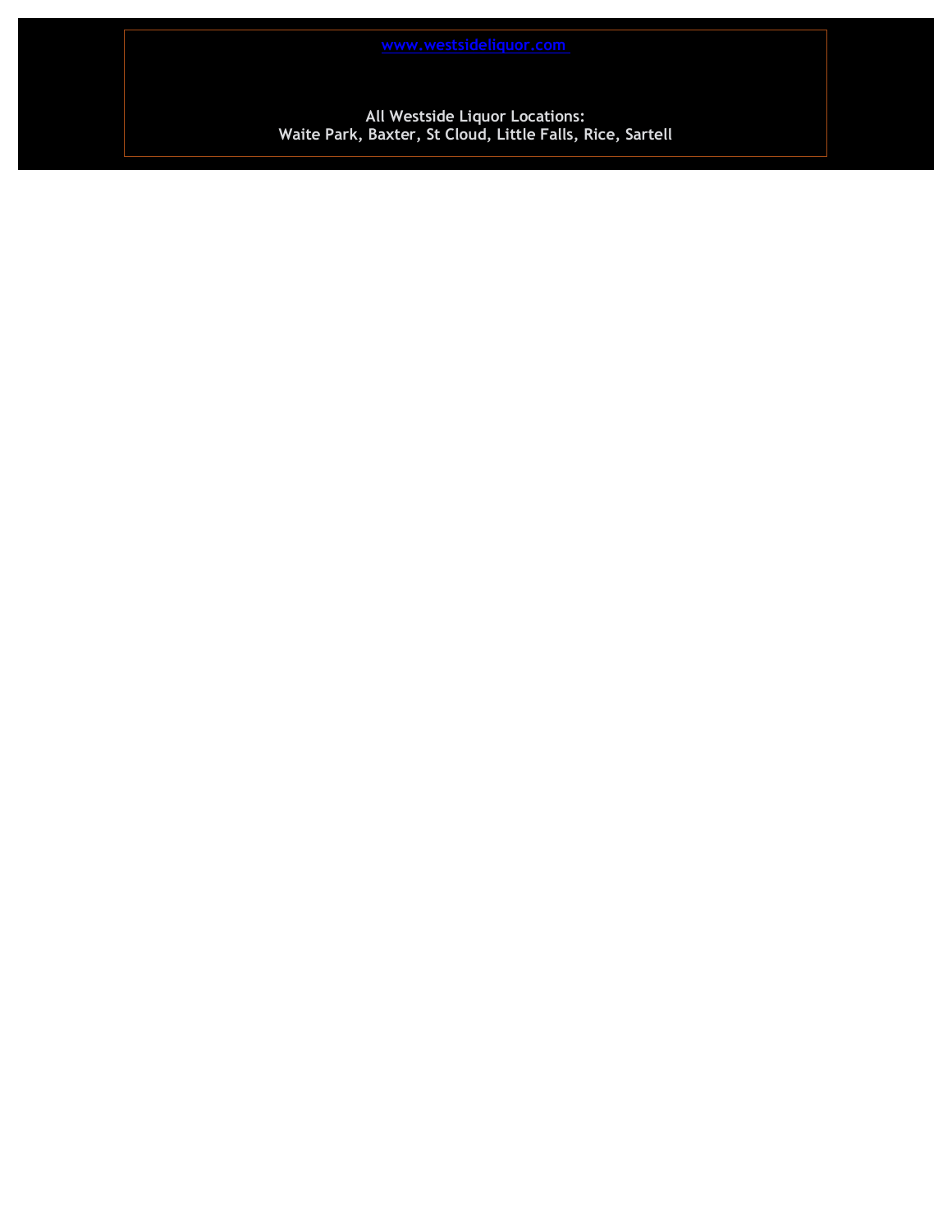[www.westsideliquor.com](http://www.westsideliquor.com)

All Westside Liquor Locations:
Waite Park, Baxter, St Cloud, Little Falls, Rice, Sartell